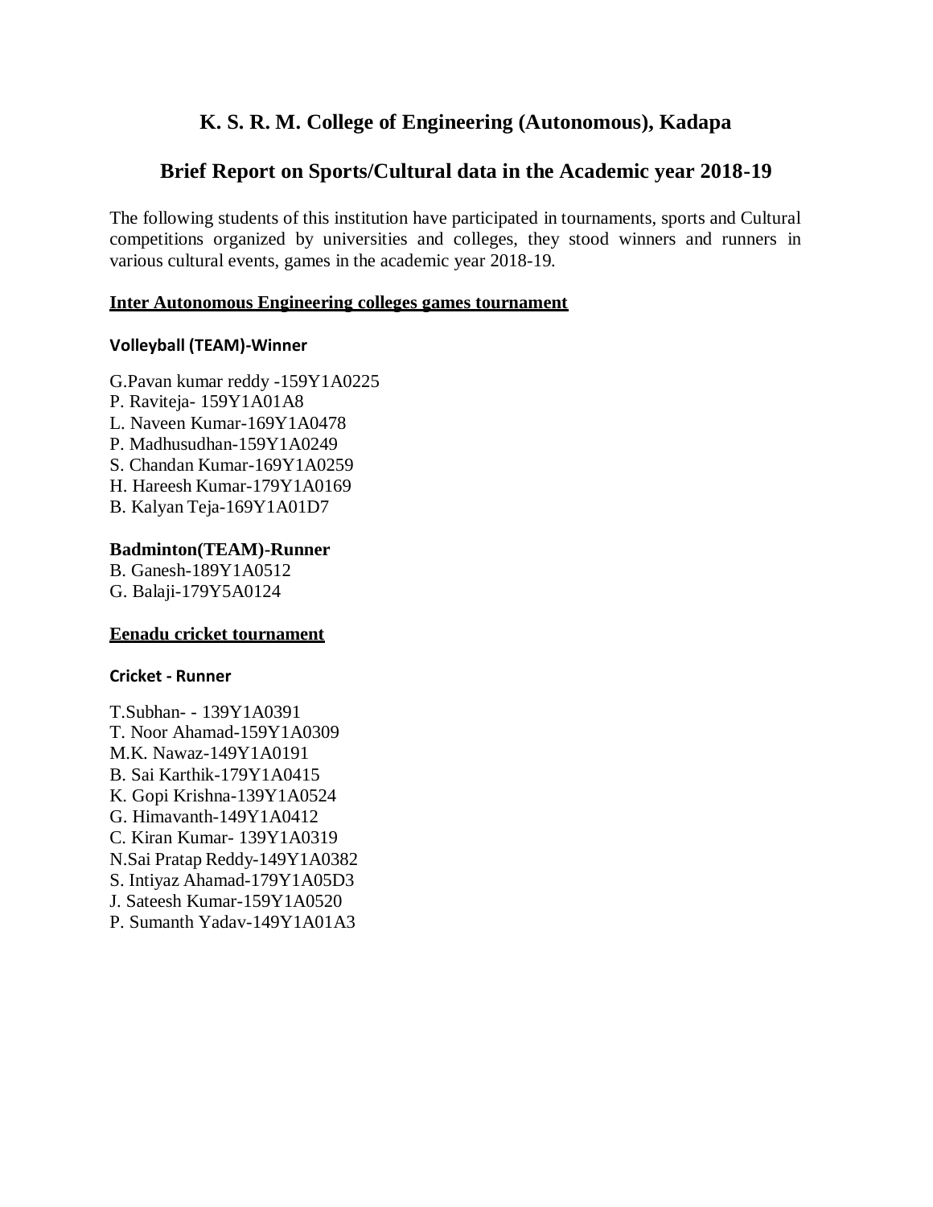# K. S. R. M. College of Engineering (Autonomous), Kadapa

## Brief Report on Sports/Cultural data in the Academic year 2018-19

The following students of this institution have participated in tournaments, sports and Cultural competitions organized by universities and colleges, they stood winners and runners in various cultural events, games in the academic year 2018-19.

**Inter Autonomous Engineering colleges games tournament**

**Volleyball (TEAM)-Winner**

G.Pavan kumar reddy -159Y1A0225
P. Raviteja- 159Y1A01A8
L. Naveen Kumar-169Y1A0478
P. Madhusudhan-159Y1A0249
S. Chandan Kumar-169Y1A0259
H. Hareesh Kumar-179Y1A0169
B. Kalyan Teja-169Y1A01D7

**Badminton(TEAM)-Runner**

B. Ganesh-189Y1A0512
G. Balaji-179Y5A0124

**Eenadu cricket tournament**

**Cricket - Runner**

T.Subhan- - 139Y1A0391
T. Noor Ahamad-159Y1A0309
M.K. Nawaz-149Y1A0191
B. Sai Karthik-179Y1A0415
K. Gopi Krishna-139Y1A0524
G. Himavanth-149Y1A0412
C. Kiran Kumar- 139Y1A0319
N.Sai Pratap Reddy-149Y1A0382
S. Intiyaz Ahamad-179Y1A05D3
J. Sateesh Kumar-159Y1A0520
P. Sumanth Yadav-149Y1A01A3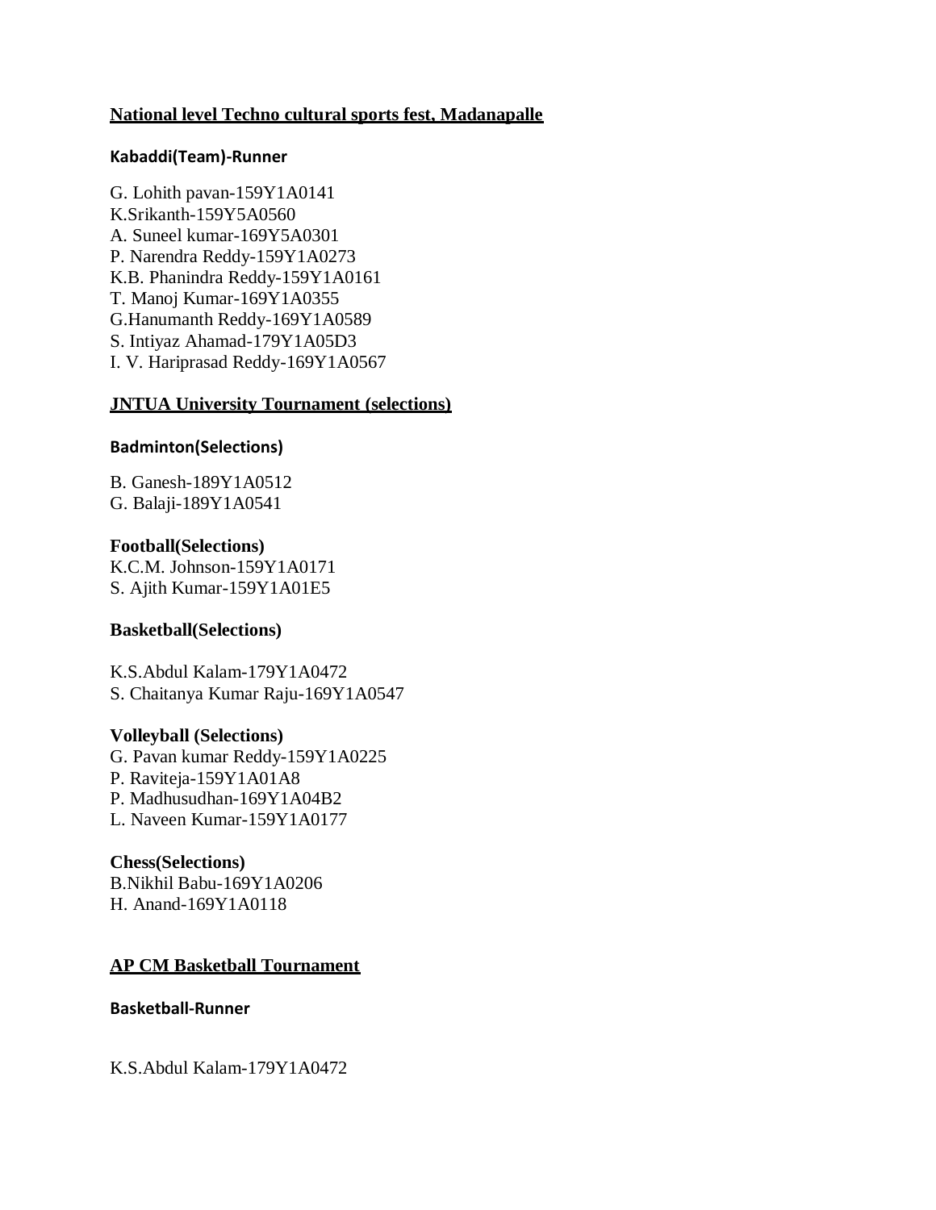## National level Techno cultural sports fest, Madanapalle

**Kabaddi(Team)-Runner**

G. Lohith pavan-159Y1A0141
K.Srikanth-159Y5A0560
A. Suneel kumar-169Y5A0301
P. Narendra Reddy-159Y1A0273
K.B. Phanindra Reddy-159Y1A0161
T. Manoj Kumar-169Y1A0355
G.Hanumanth Reddy-169Y1A0589
S. Intiyaz Ahamad-179Y1A05D3
I. V. Hariprasad Reddy-169Y1A0567

## JNTUA University Tournament (selections)

**Badminton(Selections)**

B. Ganesh-189Y1A0512
G. Balaji-189Y1A0541

**Football(Selections)**

K.C.M. Johnson-159Y1A0171
S. Ajith Kumar-159Y1A01E5

**Basketball(Selections)**

K.S.Abdul Kalam-179Y1A0472
S. Chaitanya Kumar Raju-169Y1A0547

**Volleyball (Selections)**

G. Pavan kumar Reddy-159Y1A0225
P. Raviteja-159Y1A01A8
P. Madhusudhan-169Y1A04B2
L. Naveen Kumar-159Y1A0177

**Chess(Selections)**

B.Nikhil Babu-169Y1A0206
H. Anand-169Y1A0118

## AP CM Basketball Tournament

**Basketball-Runner**

K.S.Abdul Kalam-179Y1A0472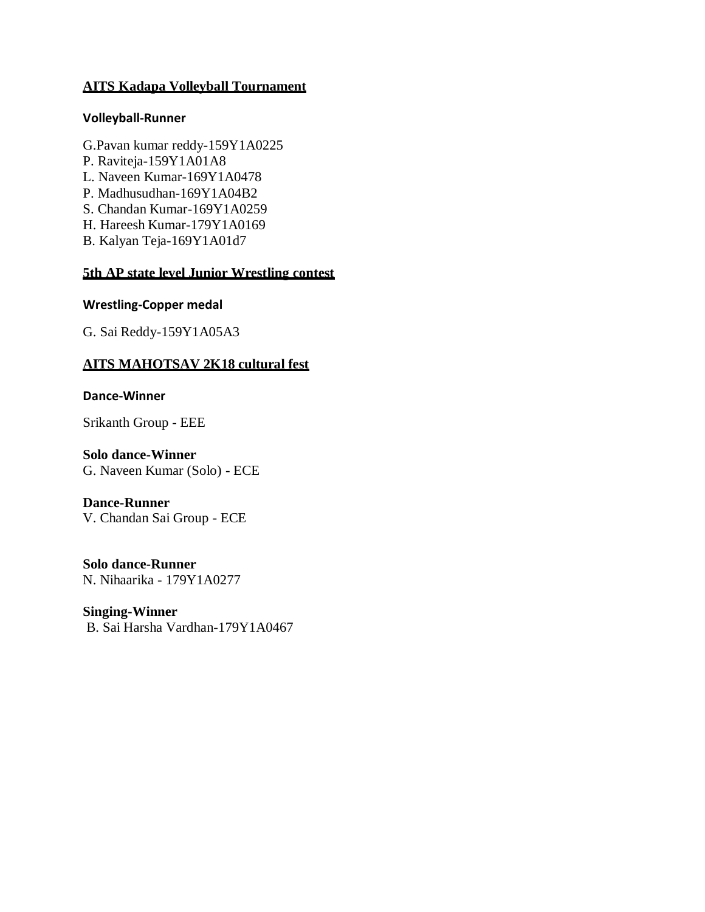## AITS Kadapa Volleyball Tournament

**Volleyball-Runner**

G.Pavan kumar reddy-159Y1A0225
P. Raviteja-159Y1A01A8
L. Naveen Kumar-169Y1A0478
P. Madhusudhan-169Y1A04B2
S. Chandan Kumar-169Y1A0259
H. Hareesh Kumar-179Y1A0169
B. Kalyan Teja-169Y1A01d7

## 5th AP state level Junior Wrestling contest

**Wrestling-Copper medal**

G. Sai Reddy-159Y1A05A3

## AITS MAHOTSAV 2K18 cultural fest

**Dance-Winner**

Srikanth Group - EEE

**Solo dance-Winner**
G. Naveen Kumar (Solo) - ECE

**Dance-Runner**
V. Chandan Sai Group - ECE

**Solo dance-Runner**
N. Nihaarika - 179Y1A0277

**Singing-Winner**
B. Sai Harsha Vardhan-179Y1A0467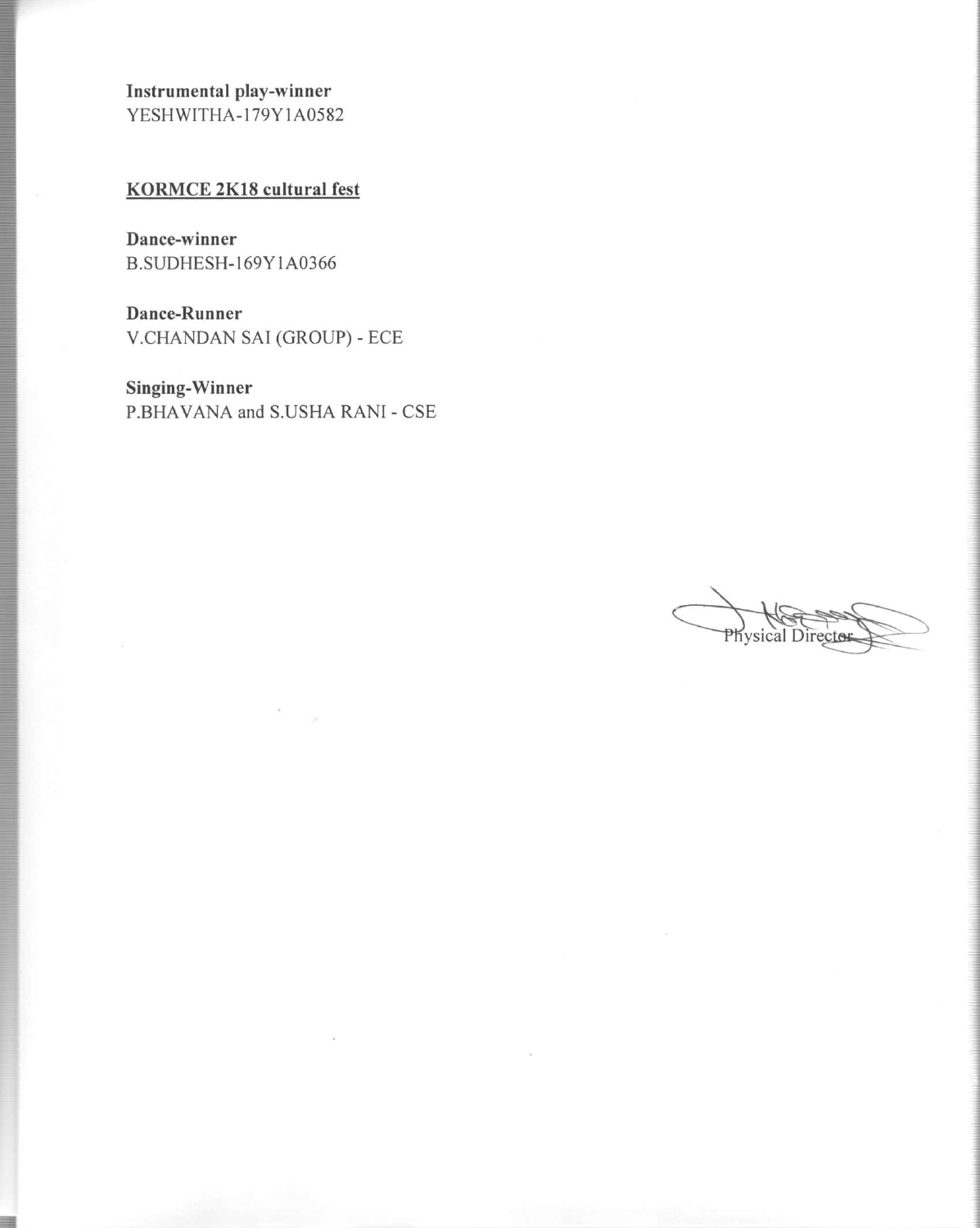**Instrumental play-winner**
YESHWITHA-179Y1A0582

**KORMCE 2K18 cultural fest**

**Dance-winner**
B.SUDHESH-169Y1A0366

**Dance-Runner**
V.CHANDAN SAI (GROUP) - ECE

**Singing-Winner**
P.BHAVANA and S.USHA RANI - CSE

Physical Director